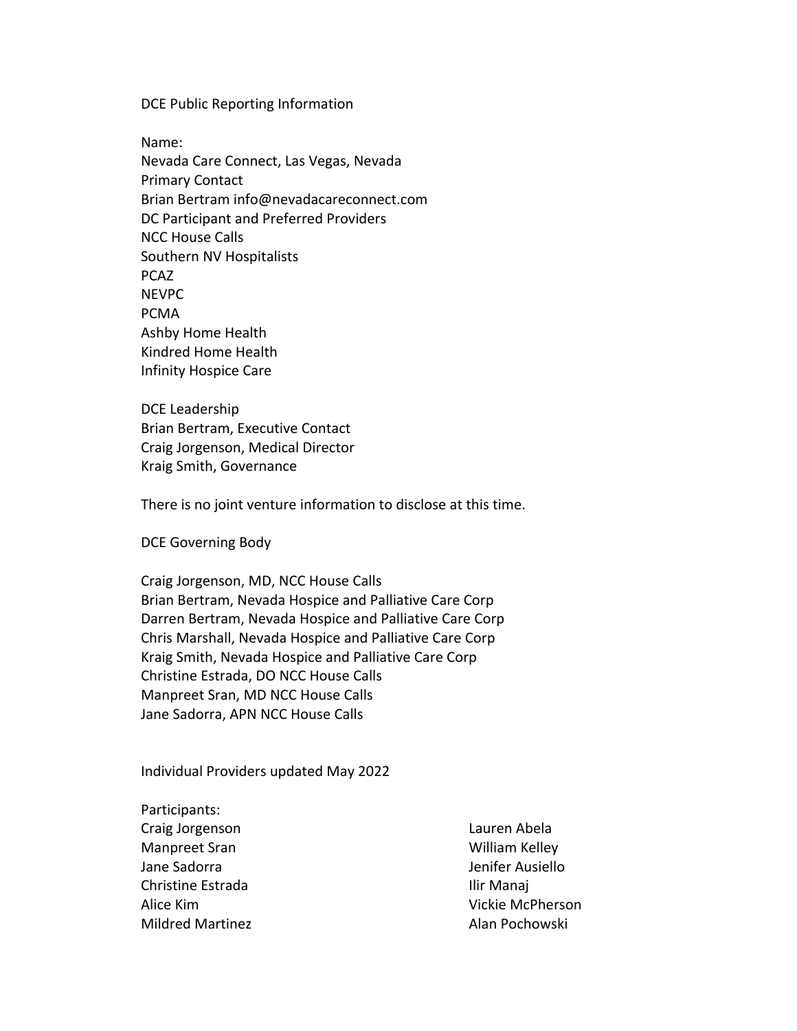DCE Public Reporting Information

Name:
Nevada Care Connect, Las Vegas, Nevada
Primary Contact
Brian Bertram info@nevadacareconnect.com
DC Participant and Preferred Providers
NCC House Calls
Southern NV Hospitalists
PCAZ
NEVPC
PCMA
Ashby Home Health
Kindred Home Health
Infinity Hospice Care

DCE Leadership
Brian Bertram, Executive Contact
Craig Jorgenson, Medical Director
Kraig Smith, Governance

There is no joint venture information to disclose at this time.

DCE Governing Body

Craig Jorgenson, MD, NCC House Calls
Brian Bertram, Nevada Hospice and Palliative Care Corp
Darren Bertram, Nevada Hospice and Palliative Care Corp
Chris Marshall, Nevada Hospice and Palliative Care Corp
Kraig Smith, Nevada Hospice and Palliative Care Corp
Christine Estrada, DO NCC House Calls
Manpreet Sran, MD NCC House Calls
Jane Sadorra, APN NCC House Calls

Individual Providers updated May 2022

Participants:
Craig Jorgenson
Manpreet Sran
Jane Sadorra
Christine Estrada
Alice Kim
Mildred Martinez
Lauren Abela
William Kelley
Jenifer Ausiello
Ilir Manaj
Vickie McPherson
Alan Pochowski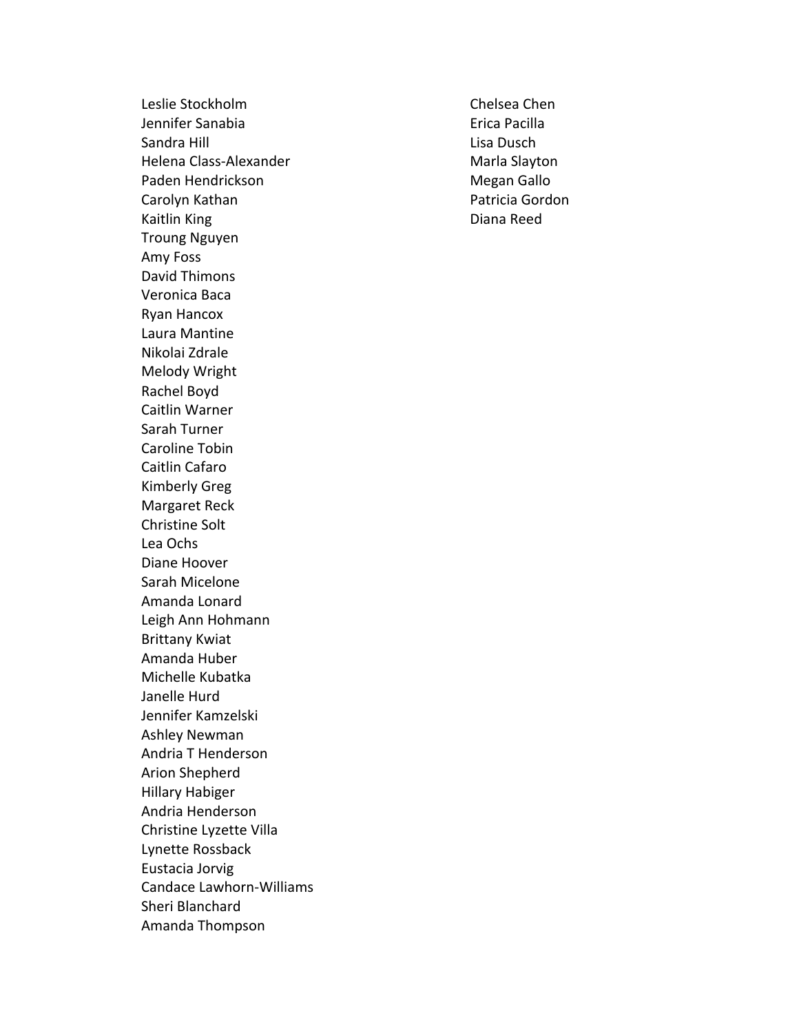Leslie Stockholm
Jennifer Sanabia
Sandra Hill
Helena Class-Alexander
Paden Hendrickson
Carolyn Kathan
Kaitlin King
Troung Nguyen
Amy Foss
David Thimons
Veronica Baca
Ryan Hancox
Laura Mantine
Nikolai Zdrale
Melody Wright
Rachel Boyd
Caitlin Warner
Sarah Turner
Caroline Tobin
Caitlin Cafaro
Kimberly Greg
Margaret Reck
Christine Solt
Lea Ochs
Diane Hoover
Sarah Micelone
Amanda Lonard
Leigh Ann Hohmann
Brittany Kwiat
Amanda Huber
Michelle Kubatka
Janelle Hurd
Jennifer Kamzelski
Ashley Newman
Andria T Henderson
Arion Shepherd
Hillary Habiger
Andria Henderson
Christine Lyzette Villa
Lynette Rossback
Eustacia Jorvig
Candace Lawhorn-Williams
Sheri Blanchard
Amanda Thompson
Chelsea Chen
Erica Pacilla
Lisa Dusch
Marla Slayton
Megan Gallo
Patricia Gordon
Diana Reed